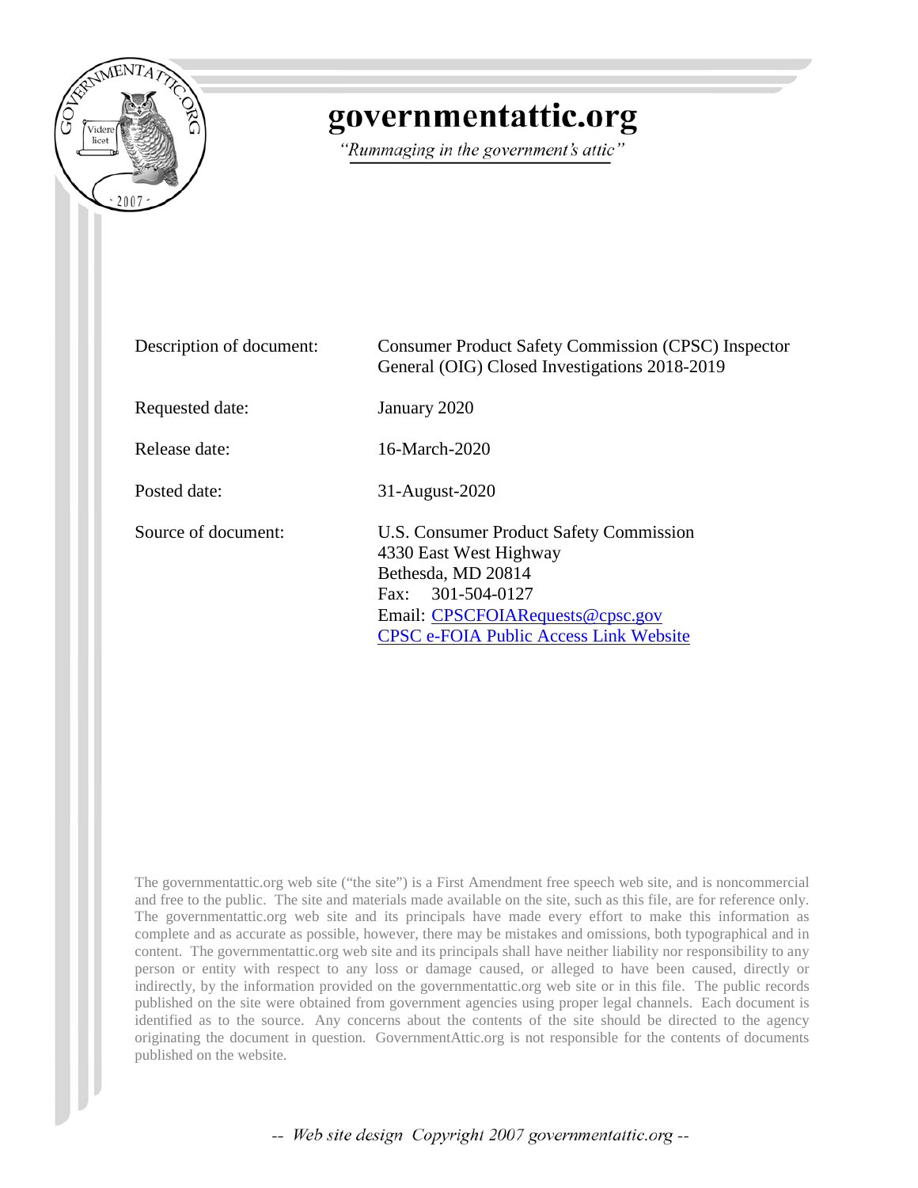# governmentattic.org

*"Rummaging in the government's attic"*

| | |
|---|---|
| Description of document: | Consumer Product Safety Commission (CPSC) Inspector General (OIG) Closed Investigations 2018-2019 |
| Requested date: | January 2020 |
| Release date: | 16-March-2020 |
| Posted date: | 31-August-2020 |
| Source of document: | U.S. Consumer Product Safety Commission<br>4330 East West Highway<br>Bethesda, MD 20814<br>Fax: 301-504-0127<br>Email: CPSCFOIARequests@cpsc.gov<br>CPSC e-FOIA Public Access Link Website |

The governmentattic.org web site ("the site") is a First Amendment free speech web site, and is noncommercial and free to the public. The site and materials made available on the site, such as this file, are for reference only. The governmentattic.org web site and its principals have made every effort to make this information as complete and as accurate as possible, however, there may be mistakes and omissions, both typographical and in content. The governmentattic.org web site and its principals shall have neither liability nor responsibility to any person or entity with respect to any loss or damage caused, or alleged to have been caused, directly or indirectly, by the information provided on the governmentattic.org web site or in this file. The public records published on the site were obtained from government agencies using proper legal channels. Each document is identified as to the source. Any concerns about the contents of the site should be directed to the agency originating the document in question. GovernmentAttic.org is not responsible for the contents of documents published on the website.

*-- Web site design Copyright 2007 governmentattic.org --*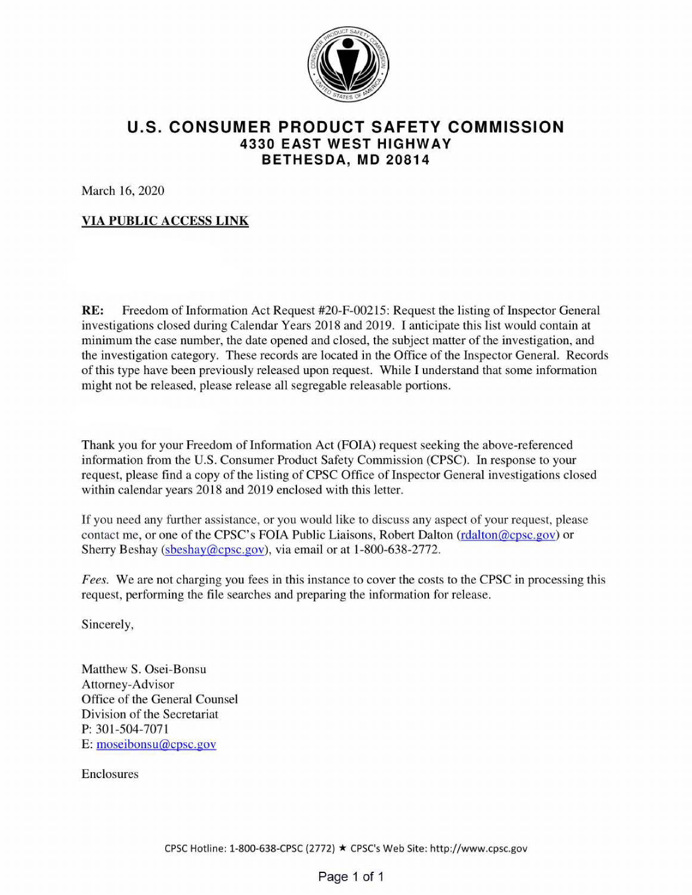# U.S. CONSUMER PRODUCT SAFETY COMMISSION
## 4330 EAST WEST HIGHWAY
## BETHESDA, MD 20814

March 16, 2020

**VIA PUBLIC ACCESS LINK**

**RE:** Freedom of Information Act Request #20-F-00215: Request the listing of Inspector General investigations closed during Calendar Years 2018 and 2019. I anticipate this list would contain at minimum the case number, the date opened and closed, the subject matter of the investigation, and the investigation category. These records are located in the Office of the Inspector General. Records of this type have been previously released upon request. While I understand that some information might not be released, please release all segregable releasable portions.

Thank you for your Freedom of Information Act (FOIA) request seeking the above-referenced information from the U.S. Consumer Product Safety Commission (CPSC). In response to your request, please find a copy of the listing of CPSC Office of Inspector General investigations closed within calendar years 2018 and 2019 enclosed with this letter.

If you need any further assistance, or you would like to discuss any aspect of your request, please contact me, or one of the CPSC's FOIA Public Liaisons, Robert Dalton (rdalton@cpsc.gov) or Sherry Beshay (sbeshay@cpsc.gov), via email or at 1-800-638-2772.

*Fees.* We are not charging you fees in this instance to cover the costs to the CPSC in processing this request, performing the file searches and preparing the information for release.

Sincerely,

Matthew S. Osei-Bonsu
Attorney-Advisor
Office of the General Counsel
Division of the Secretariat
P: 301-504-7071
E: moseibonsu@cpsc.gov

Enclosures

CPSC Hotline: 1-800-638-CPSC (2772) ★ CPSC's Web Site: http://www.cpsc.gov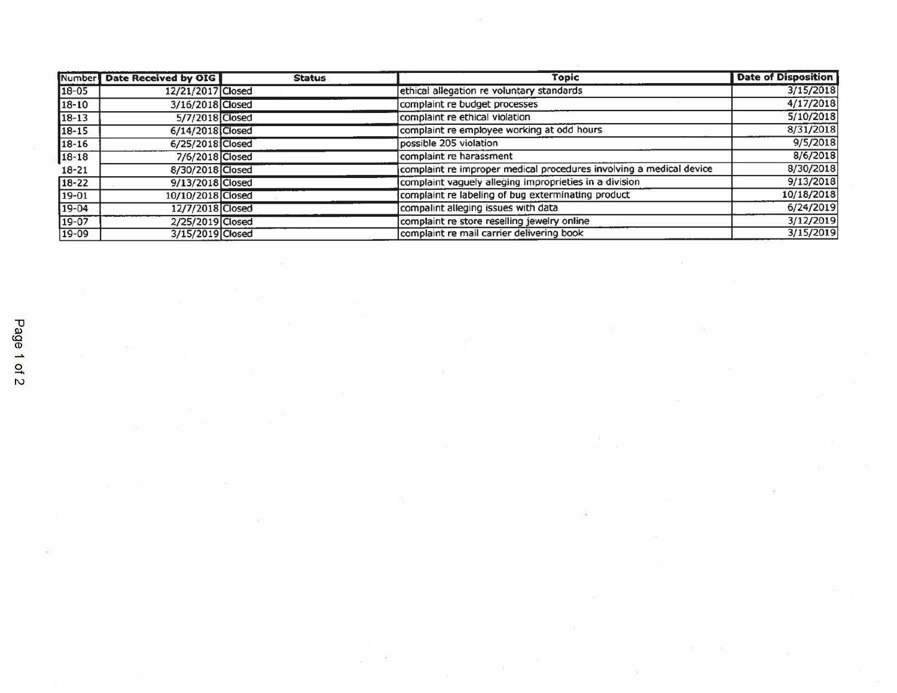| Number | Date Received by OIG | Status | Topic | Date of Disposition |
|---|---|---|---|---|
| 18-05 | 12/21/2017 | Closed | ethical allegation re voluntary standards | 3/15/2018 |
| 18-10 | 3/16/2018 | Closed | complaint re budget processes | 4/17/2018 |
| 18-13 | 5/7/2018 | Closed | complaint re ethical violation | 5/10/2018 |
| 18-15 | 6/14/2018 | Closed | complaint re employee working at odd hours | 8/31/2018 |
| 18-16 | 6/25/2018 | Closed | possible 205 violation | 9/5/2018 |
| 18-18 | 7/6/2018 | Closed | complaint re harassment | 8/6/2018 |
| 18-21 | 8/30/2018 | Closed | complaint re improper medical procedures involving a medical device | 8/30/2018 |
| 18-22 | 9/13/2018 | Closed | complaint vaguely alleging improprieties in a division | 9/13/2018 |
| 19-01 | 10/10/2018 | Closed | complaint re labeling of bug exterminating product | 10/18/2018 |
| 19-04 | 12/7/2018 | Closed | compalint alleging issues with data | 6/24/2019 |
| 19-07 | 2/25/2019 | Closed | complaint re store reselling jewelry online | 3/12/2019 |
| 19-09 | 3/15/2019 | Closed | complaint re mail carrier delivering book | 3/15/2019 |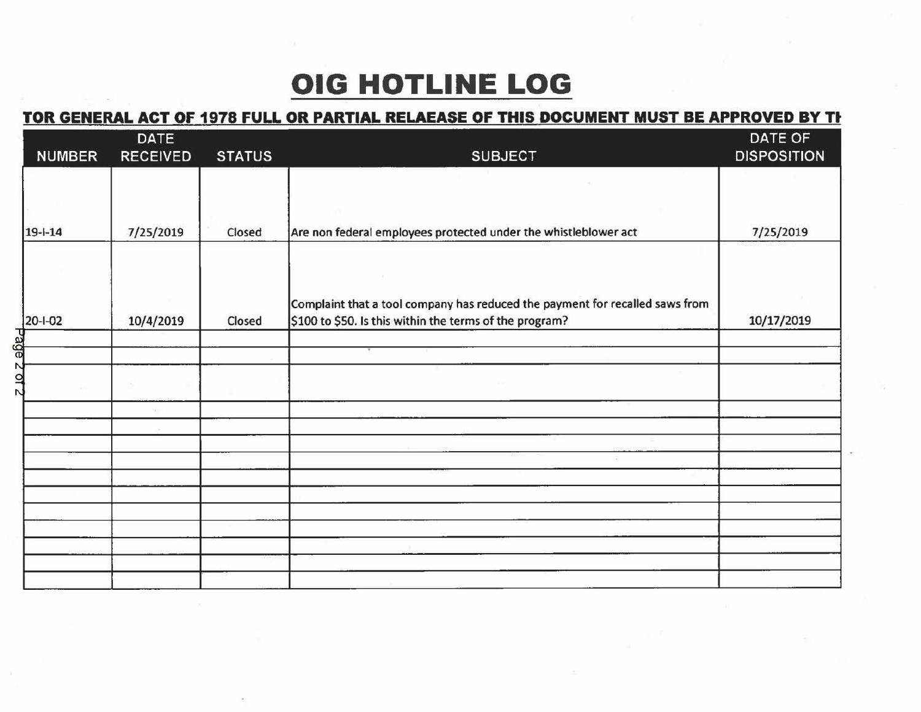# OIG HOTLINE LOG

**TOR GENERAL ACT OF 1978 FULL OR PARTIAL RELAEASE OF THIS DOCUMENT MUST BE APPROVED BY TH**

| NUMBER | DATE RECEIVED | STATUS | SUBJECT | DATE OF DISPOSITION |
|---|---|---|---|---|
| 19-I-14 | 7/25/2019 | Closed | Are non federal employees protected under the whistleblower act | 7/25/2019 |
| 20-I-02 | 10/4/2019 | Closed | Complaint that a tool company has reduced the payment for recalled saws from $100 to $50. Is this within the terms of the program? | 10/17/2019 |
| | | | | |
| | | | | |
| | | | | |
| | | | | |
| | | | | |
| | | | | |
| | | | | |
| | | | | |
| | | | | |
| | | | | |
| | | | | |
| | | | | |
| | | | | |
| | | | | |